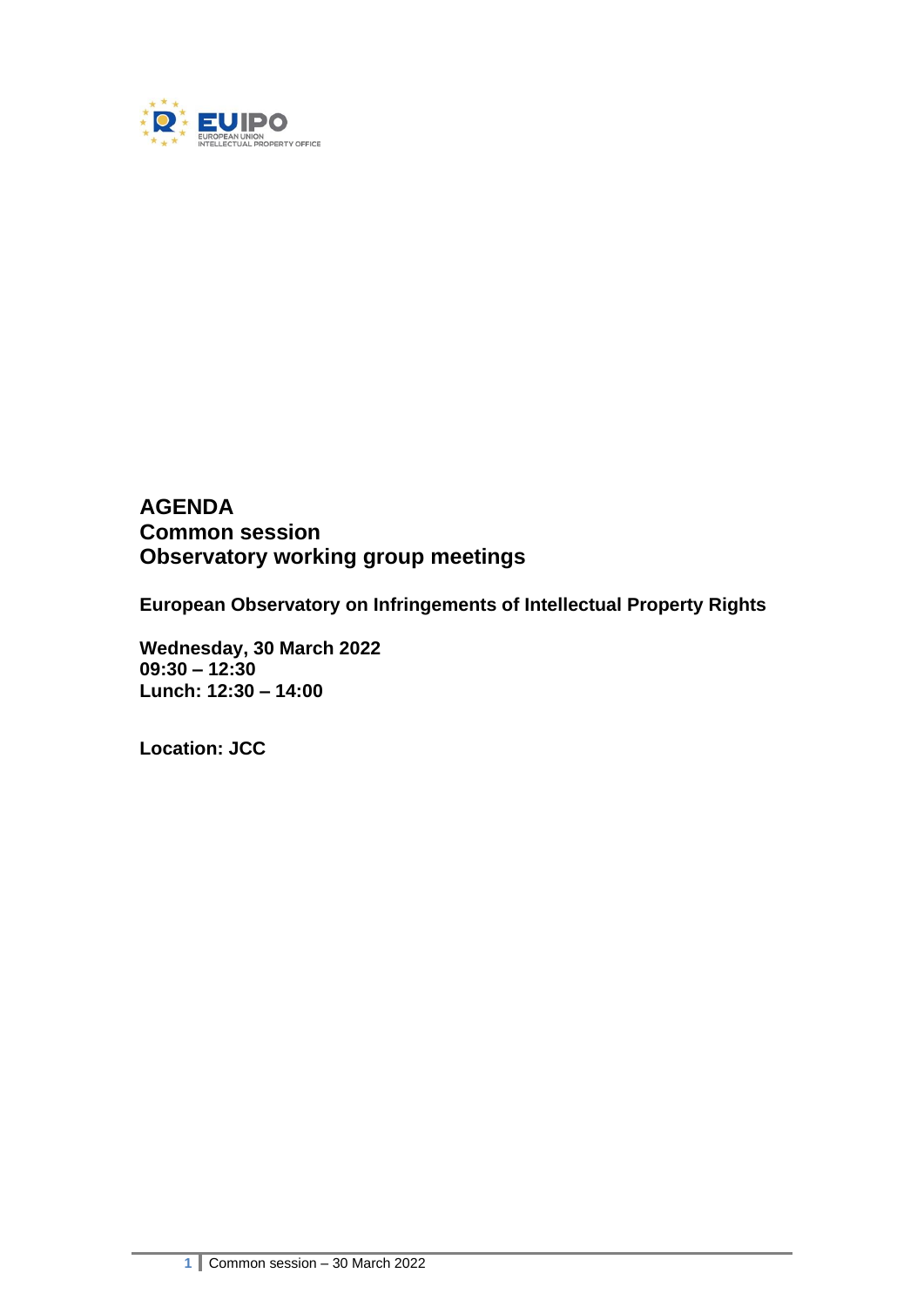# AGENDA
# Common session
# Observatory working group meetings

**European Observatory on Infringements of Intellectual Property Rights**

**Wednesday, 30 March 2022**
**09:30 – 12:30**
**Lunch: 12:30 – 14:00**

**Location: JCC**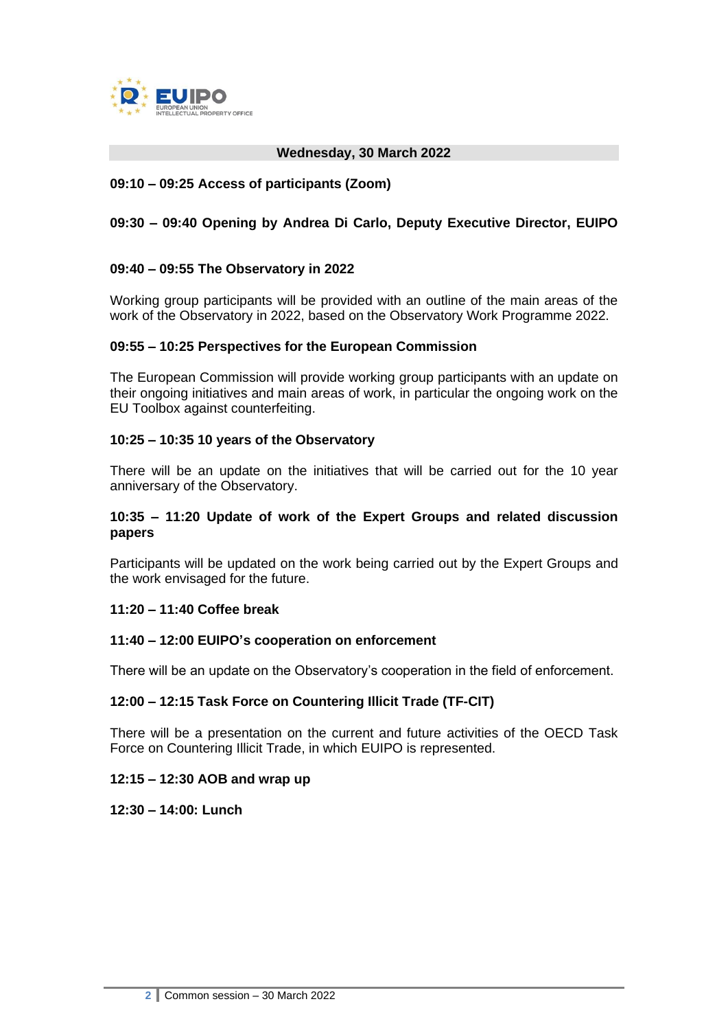## Wednesday, 30 March 2022

**09:10 – 09:25 Access of participants (Zoom)**

**09:30 – 09:40 Opening by Andrea Di Carlo, Deputy Executive Director, EUIPO**

**09:40 – 09:55 The Observatory in 2022**

Working group participants will be provided with an outline of the main areas of the work of the Observatory in 2022, based on the Observatory Work Programme 2022.

**09:55 – 10:25 Perspectives for the European Commission**

The European Commission will provide working group participants with an update on their ongoing initiatives and main areas of work, in particular the ongoing work on the EU Toolbox against counterfeiting.

**10:25 – 10:35 10 years of the Observatory**

There will be an update on the initiatives that will be carried out for the 10 year anniversary of the Observatory.

**10:35 – 11:20 Update of work of the Expert Groups and related discussion papers**

Participants will be updated on the work being carried out by the Expert Groups and the work envisaged for the future.

**11:20 – 11:40 Coffee break**

**11:40 – 12:00 EUIPO's cooperation on enforcement**

There will be an update on the Observatory's cooperation in the field of enforcement.

**12:00 – 12:15 Task Force on Countering Illicit Trade (TF-CIT)**

There will be a presentation on the current and future activities of the OECD Task Force on Countering Illicit Trade, in which EUIPO is represented.

**12:15 – 12:30 AOB and wrap up**

**12:30 – 14:00: Lunch**